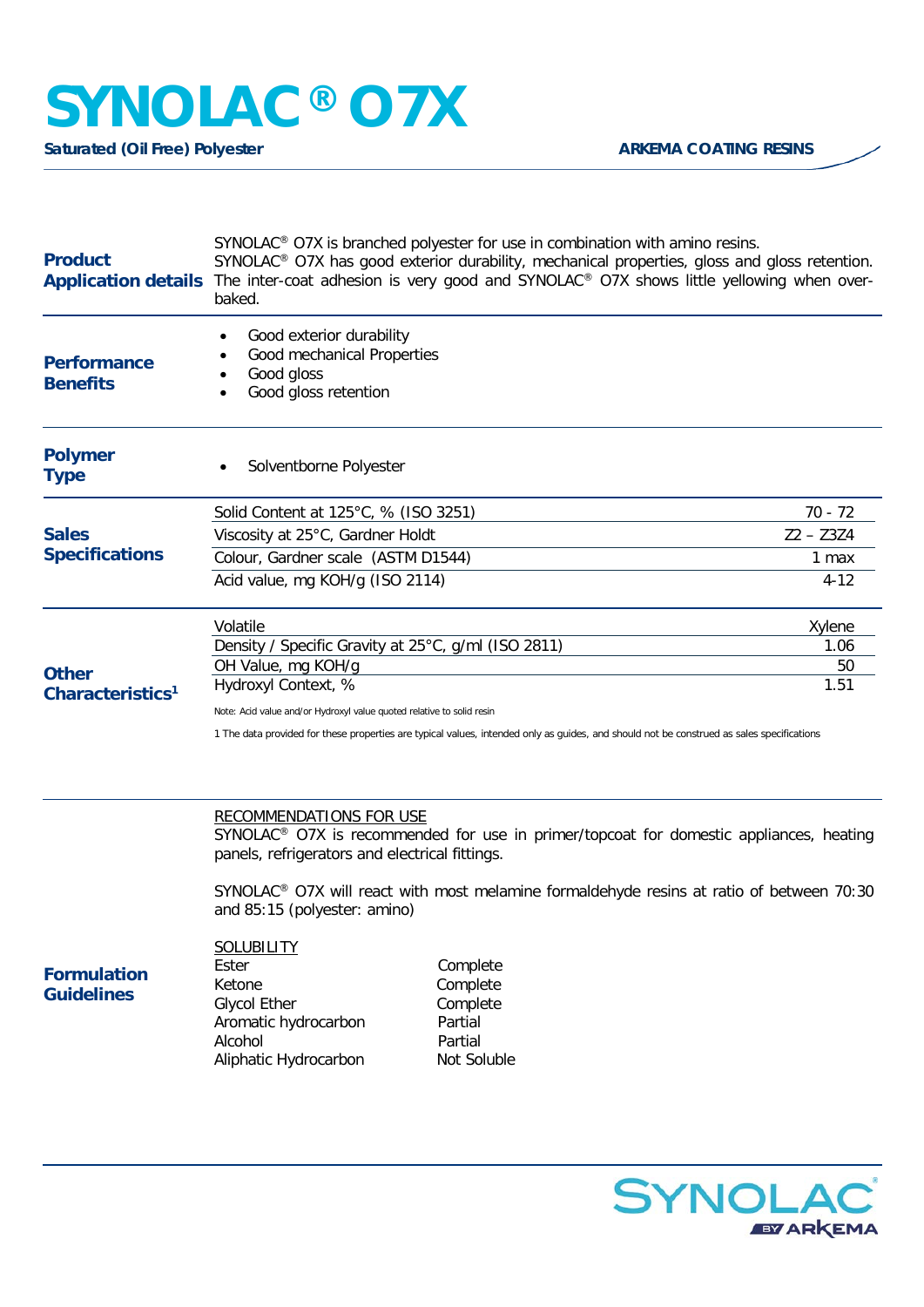# SYNOLAC® O7X

**Saturated (Oil Free) Polyester**

**ARKEMA COATING RESINS**

## Product Application details

SYNOLAC® O7X is branched polyester for use in combination with amino resins.
SYNOLAC® O7X has good exterior durability, mechanical properties, gloss and gloss retention. The inter-coat adhesion is very good and SYNOLAC® O7X shows little yellowing when over-baked.

## Performance Benefits

- Good exterior durability
- Good mechanical Properties
- Good gloss
- Good gloss retention

## Polymer Type

- Solventborne Polyester

## Sales Specifications

| Property | Value |
|---|---|
| Solid Content at 125°C, % (ISO 3251) | 70 - 72 |
| Viscosity at 25°C, Gardner Holdt | Z2 – Z3Z4 |
| Colour, Gardner scale (ASTM D1544) | 1 max |
| Acid value, mg KOH/g (ISO 2114) | 4-12 |

## Other Characteristics[1]

| Property | Value |
|---|---|
| Volatile | Xylene |
| Density / Specific Gravity at 25°C, g/ml (ISO 2811) | 1.06 |
| OH Value, mg KOH/g | 50 |
| Hydroxyl Context, % | 1.51 |

Note: Acid value and/or Hydroxyl value quoted relative to solid resin

1 The data provided for these properties are typical values, intended only as guides, and should not be construed as sales specifications

## Formulation Guidelines

RECOMMENDATIONS FOR USE

SYNOLAC® O7X is recommended for use in primer/topcoat for domestic appliances, heating panels, refrigerators and electrical fittings.

SYNOLAC® O7X will react with most melamine formaldehyde resins at ratio of between 70:30 and 85:15 (polyester: amino)

SOLUBILITY

| Solvent | Solubility |
|---|---|
| Ester | Complete |
| Ketone | Complete |
| Glycol Ether | Complete |
| Aromatic hydrocarbon | Partial |
| Alcohol | Partial |
| Aliphatic Hydrocarbon | Not Soluble |

SYNOLAC® BY ARKEMA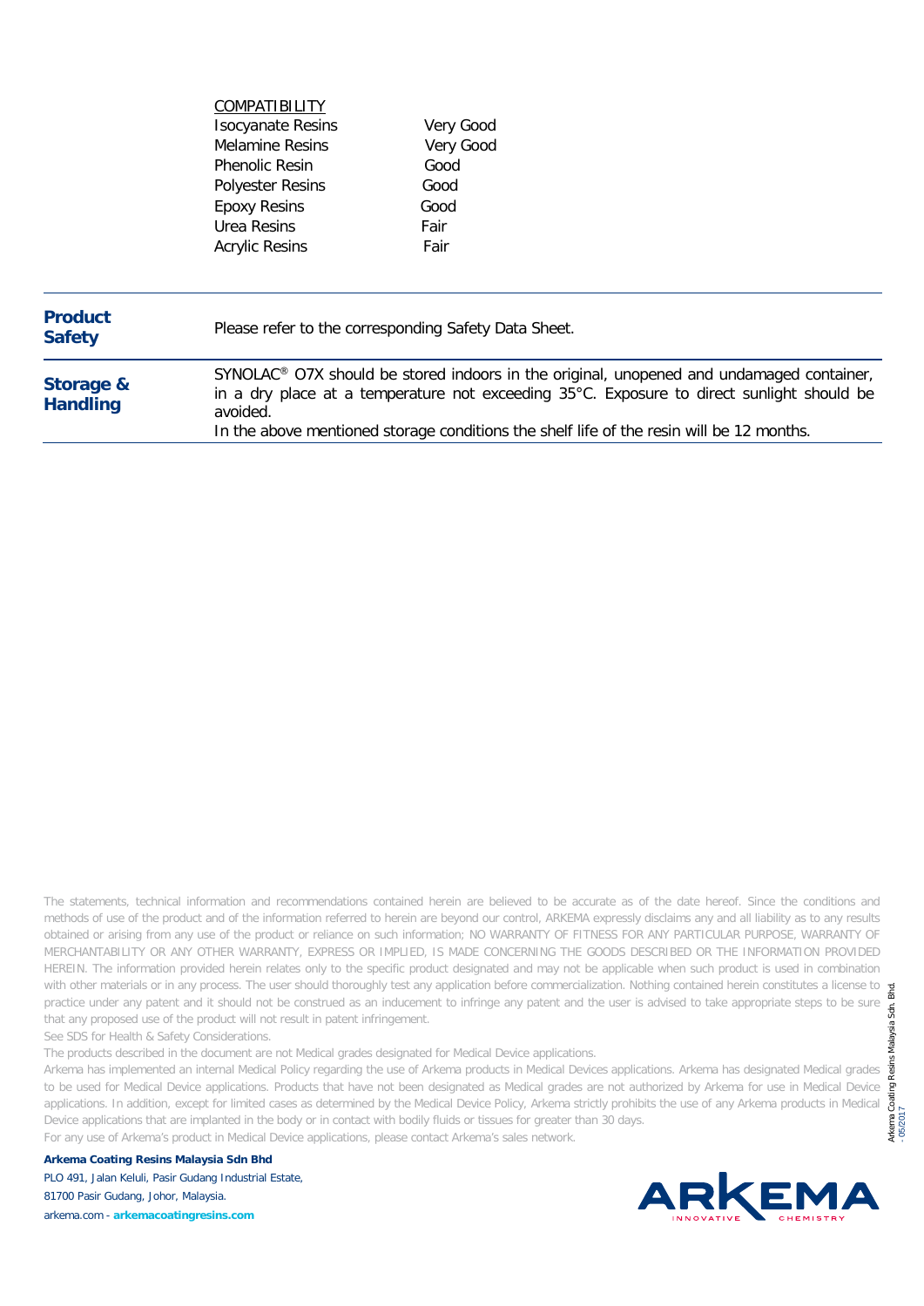COMPATIBILITY

| | |
|---|---|
| Isocyanate Resins | Very Good |
| Melamine Resins | Very Good |
| Phenolic Resin | Good |
| Polyester Resins | Good |
| Epoxy Resins | Good |
| Urea Resins | Fair |
| Acrylic Resins | Fair |

## Product Safety

Please refer to the corresponding Safety Data Sheet.

## Storage & Handling

SYNOLAC® O7X should be stored indoors in the original, unopened and undamaged container, in a dry place at a temperature not exceeding 35°C. Exposure to direct sunlight should be avoided.
In the above mentioned storage conditions the shelf life of the resin will be 12 months.

The statements, technical information and recommendations contained herein are believed to be accurate as of the date hereof. Since the conditions and methods of use of the product and of the information referred to herein are beyond our control, ARKEMA expressly disclaims any and all liability as to any results obtained or arising from any use of the product or reliance on such information; NO WARRANTY OF FITNESS FOR ANY PARTICULAR PURPOSE, WARRANTY OF MERCHANTABILITY OR ANY OTHER WARRANTY, EXPRESS OR IMPLIED, IS MADE CONCERNING THE GOODS DESCRIBED OR THE INFORMATION PROVIDED HEREIN. The information provided herein relates only to the specific product designated and may not be applicable when such product is used in combination with other materials or in any process. The user should thoroughly test any application before commercialization. Nothing contained herein constitutes a license to practice under any patent and it should not be construed as an inducement to infringe any patent and the user is advised to take appropriate steps to be sure that any proposed use of the product will not result in patent infringement.
See SDS for Health & Safety Considerations.
The products described in the document are not Medical grades designated for Medical Device applications.
Arkema has implemented an internal Medical Policy regarding the use of Arkema products in Medical Devices applications. Arkema has designated Medical grades to be used for Medical Device applications. Products that have not been designated as Medical grades are not authorized by Arkema for use in Medical Device applications. In addition, except for limited cases as determined by the Medical Device Policy, Arkema strictly prohibits the use of any Arkema products in Medical Device applications that are implanted in the body or in contact with bodily fluids or tissues for greater than 30 days.
For any use of Arkema's product in Medical Device applications, please contact Arkema's sales network.

**Arkema Coating Resins Malaysia Sdn Bhd**
PLO 491, Jalan Keluli, Pasir Gudang Industrial Estate,
81700 Pasir Gudang, Johor, Malaysia.
arkema.com - **arkemacoatingresins.com**

ARKEMA INNOVATIVE CHEMISTRY

Arkema Coating Resins Malaysia Sdn. Bhd. - 05/2017